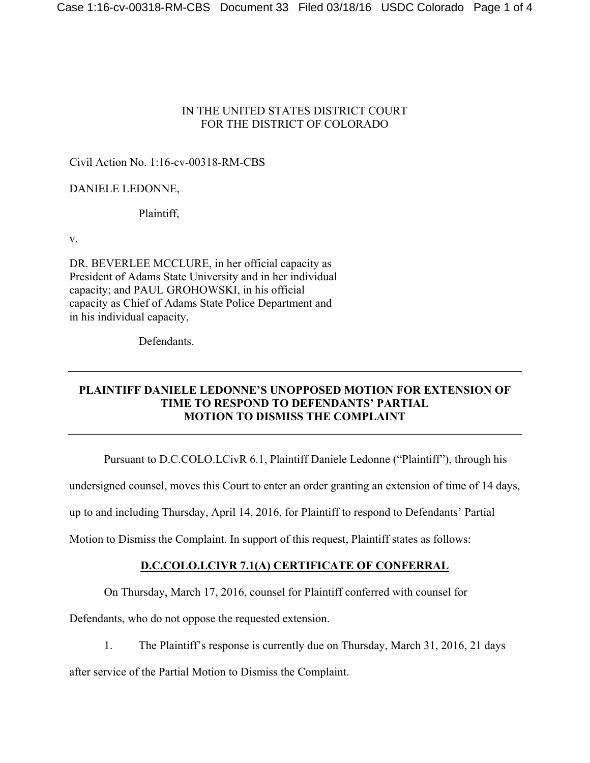IN THE UNITED STATES DISTRICT COURT
FOR THE DISTRICT OF COLORADO

Civil Action No. 1:16-cv-00318-RM-CBS

DANIELE LEDONNE,

Plaintiff,

v.

DR. BEVERLEE MCCLURE, in her official capacity as President of Adams State University and in her individual capacity; and PAUL GROHOWSKI, in his official capacity as Chief of Adams State Police Department and in his individual capacity,

Defendants.

---

**PLAINTIFF DANIELE LEDONNE'S UNOPPOSED MOTION FOR EXTENSION OF TIME TO RESPOND TO DEFENDANTS' PARTIAL MOTION TO DISMISS THE COMPLAINT**

---

Pursuant to D.C.COLO.LCivR 6.1, Plaintiff Daniele Ledonne ("Plaintiff"), through his undersigned counsel, moves this Court to enter an order granting an extension of time of 14 days, up to and including Thursday, April 14, 2016, for Plaintiff to respond to Defendants' Partial Motion to Dismiss the Complaint. In support of this request, Plaintiff states as follows:

**D.C.COLO.LCIVR 7.1(A) CERTIFICATE OF CONFERRAL**

On Thursday, March 17, 2016, counsel for Plaintiff conferred with counsel for Defendants, who do not oppose the requested extension.

1. The Plaintiff's response is currently due on Thursday, March 31, 2016, 21 days after service of the Partial Motion to Dismiss the Complaint.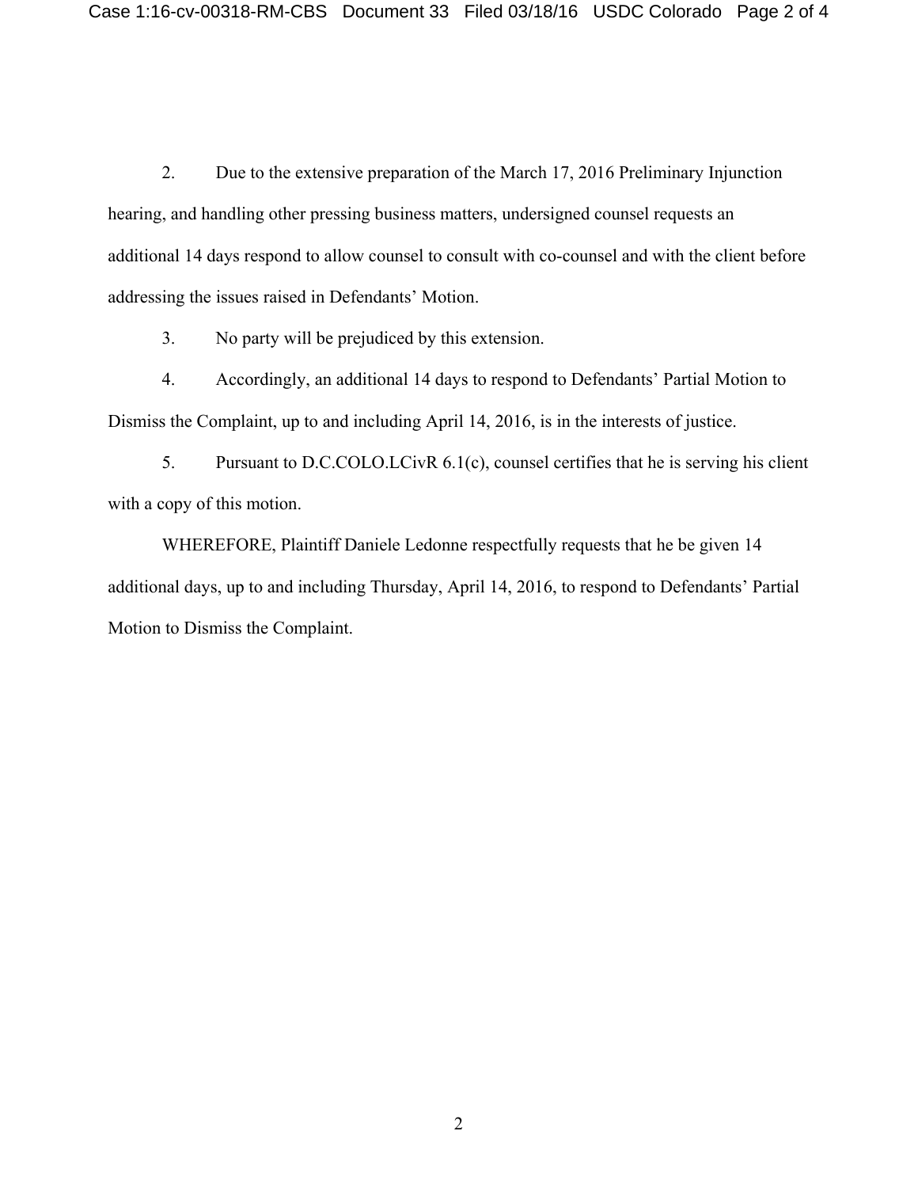2. Due to the extensive preparation of the March 17, 2016 Preliminary Injunction hearing, and handling other pressing business matters, undersigned counsel requests an additional 14 days respond to allow counsel to consult with co-counsel and with the client before addressing the issues raised in Defendants' Motion.

3. No party will be prejudiced by this extension.

4. Accordingly, an additional 14 days to respond to Defendants' Partial Motion to Dismiss the Complaint, up to and including April 14, 2016, is in the interests of justice.

5. Pursuant to D.C.COLO.LCivR 6.1(c), counsel certifies that he is serving his client with a copy of this motion.

WHEREFORE, Plaintiff Daniele Ledonne respectfully requests that he be given 14 additional days, up to and including Thursday, April 14, 2016, to respond to Defendants' Partial Motion to Dismiss the Complaint.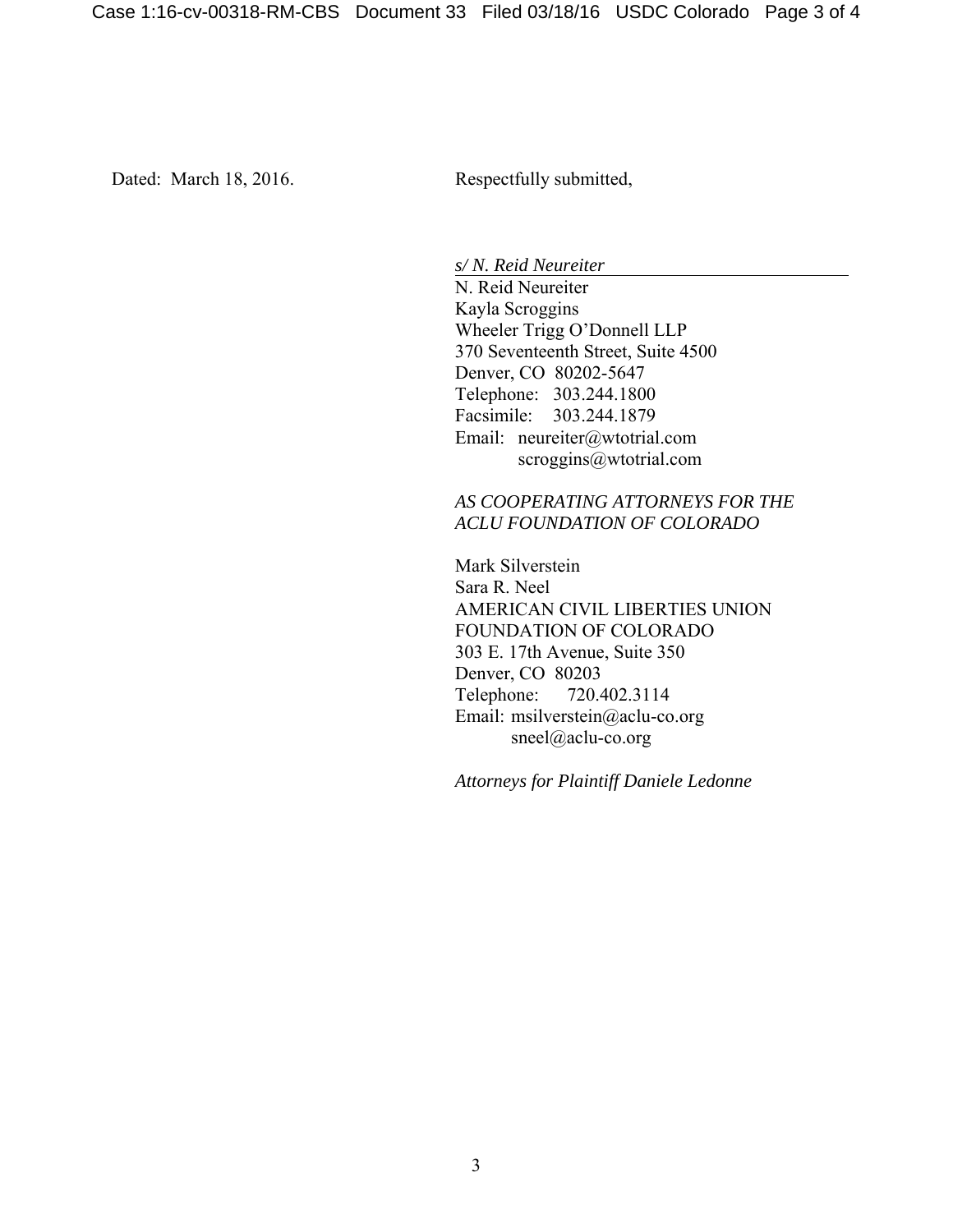Dated: March 18, 2016.

Respectfully submitted,

*s/ N. Reid Neureiter*

N. Reid Neureiter
Kayla Scroggins
Wheeler Trigg O'Donnell LLP
370 Seventeenth Street, Suite 4500
Denver, CO 80202-5647
Telephone: 303.244.1800
Facsimile: 303.244.1879
Email: neureiter@wtotrial.com
scroggins@wtotrial.com

*AS COOPERATING ATTORNEYS FOR THE ACLU FOUNDATION OF COLORADO*

Mark Silverstein
Sara R. Neel
AMERICAN CIVIL LIBERTIES UNION FOUNDATION OF COLORADO
303 E. 17th Avenue, Suite 350
Denver, CO 80203
Telephone: 720.402.3114
Email: msilverstein@aclu-co.org
sneel@aclu-co.org

*Attorneys for Plaintiff Daniele Ledonne*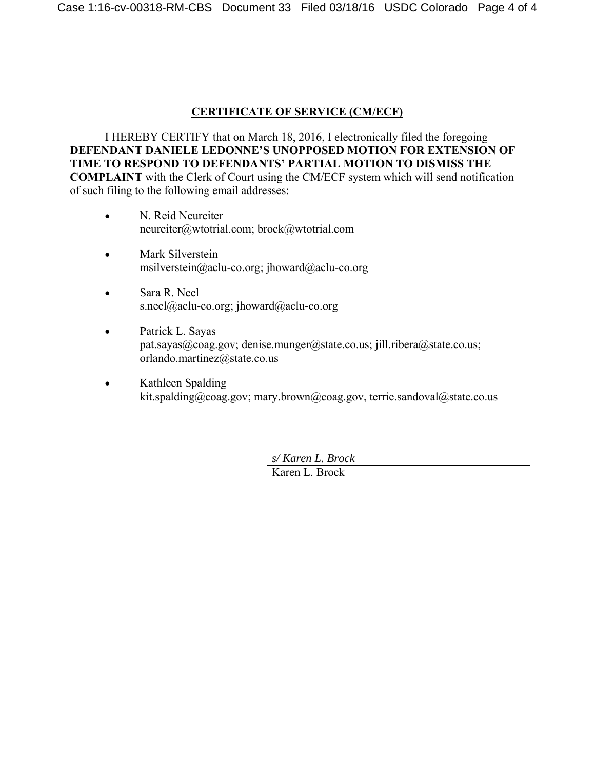## CERTIFICATE OF SERVICE (CM/ECF)

I HEREBY CERTIFY that on March 18, 2016, I electronically filed the foregoing **DEFENDANT DANIELE LEDONNE'S UNOPPOSED MOTION FOR EXTENSION OF TIME TO RESPOND TO DEFENDANTS' PARTIAL MOTION TO DISMISS THE COMPLAINT** with the Clerk of Court using the CM/ECF system which will send notification of such filing to the following email addresses:

- N. Reid Neureiter
  neureiter@wtotrial.com; brock@wtotrial.com
- Mark Silverstein
  msilverstein@aclu-co.org; jhoward@aclu-co.org
- Sara R. Neel
  s.neel@aclu-co.org; jhoward@aclu-co.org
- Patrick L. Sayas
  pat.sayas@coag.gov; denise.munger@state.co.us; jill.ribera@state.co.us; orlando.martinez@state.co.us
- Kathleen Spalding
  kit.spalding@coag.gov; mary.brown@coag.gov, terrie.sandoval@state.co.us

*s/ Karen L. Brock*
Karen L. Brock